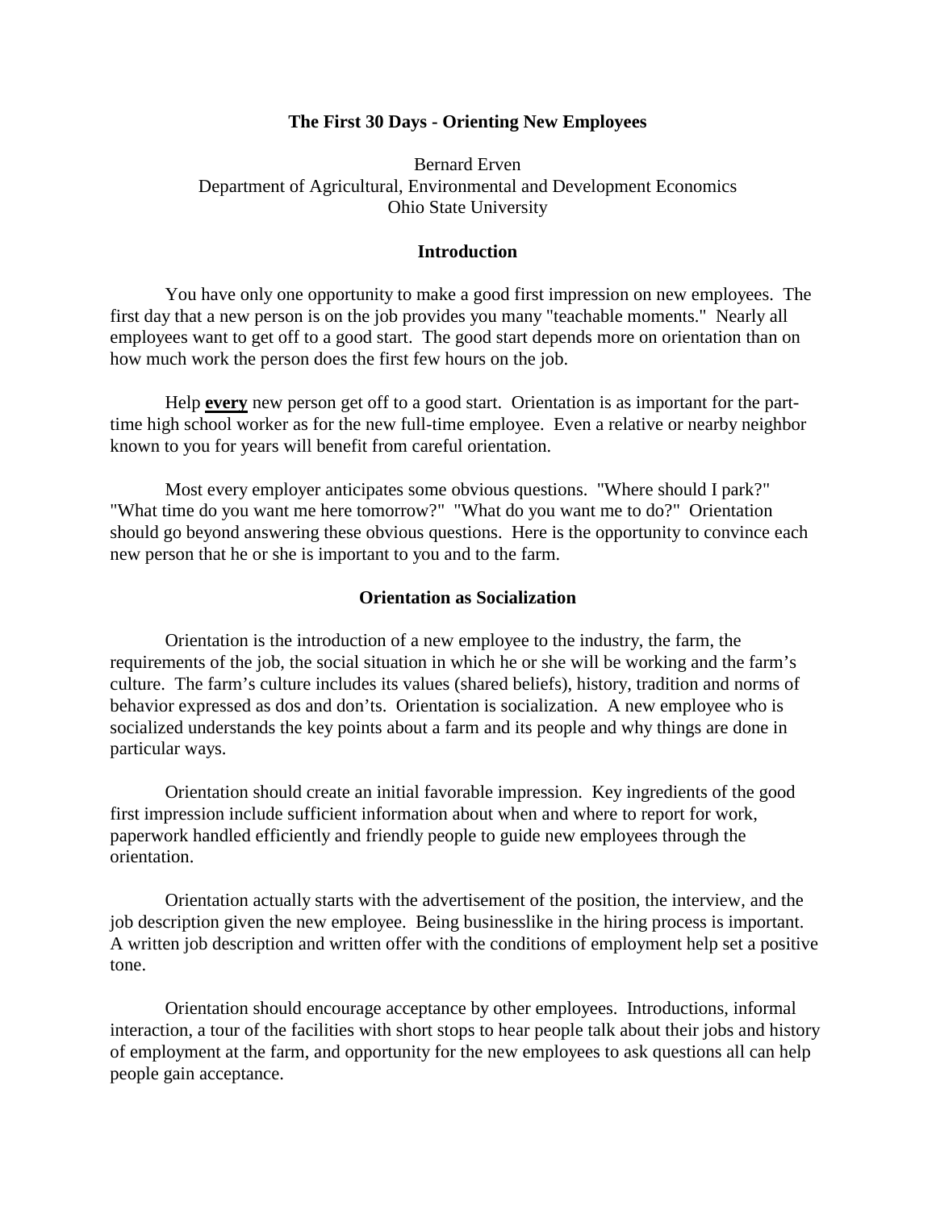# The First 30 Days - Orienting New Employees

Bernard Erven
Department of Agricultural, Environmental and Development Economics
Ohio State University

## Introduction

You have only one opportunity to make a good first impression on new employees. The first day that a new person is on the job provides you many "teachable moments." Nearly all employees want to get off to a good start. The good start depends more on orientation than on how much work the person does the first few hours on the job.

Help **every** new person get off to a good start. Orientation is as important for the part-time high school worker as for the new full-time employee. Even a relative or nearby neighbor known to you for years will benefit from careful orientation.

Most every employer anticipates some obvious questions. "Where should I park?" "What time do you want me here tomorrow?" "What do you want me to do?" Orientation should go beyond answering these obvious questions. Here is the opportunity to convince each new person that he or she is important to you and to the farm.

## Orientation as Socialization

Orientation is the introduction of a new employee to the industry, the farm, the requirements of the job, the social situation in which he or she will be working and the farm's culture. The farm's culture includes its values (shared beliefs), history, tradition and norms of behavior expressed as dos and don'ts. Orientation is socialization. A new employee who is socialized understands the key points about a farm and its people and why things are done in particular ways.

Orientation should create an initial favorable impression. Key ingredients of the good first impression include sufficient information about when and where to report for work, paperwork handled efficiently and friendly people to guide new employees through the orientation.

Orientation actually starts with the advertisement of the position, the interview, and the job description given the new employee. Being businesslike in the hiring process is important. A written job description and written offer with the conditions of employment help set a positive tone.

Orientation should encourage acceptance by other employees. Introductions, informal interaction, a tour of the facilities with short stops to hear people talk about their jobs and history of employment at the farm, and opportunity for the new employees to ask questions all can help people gain acceptance.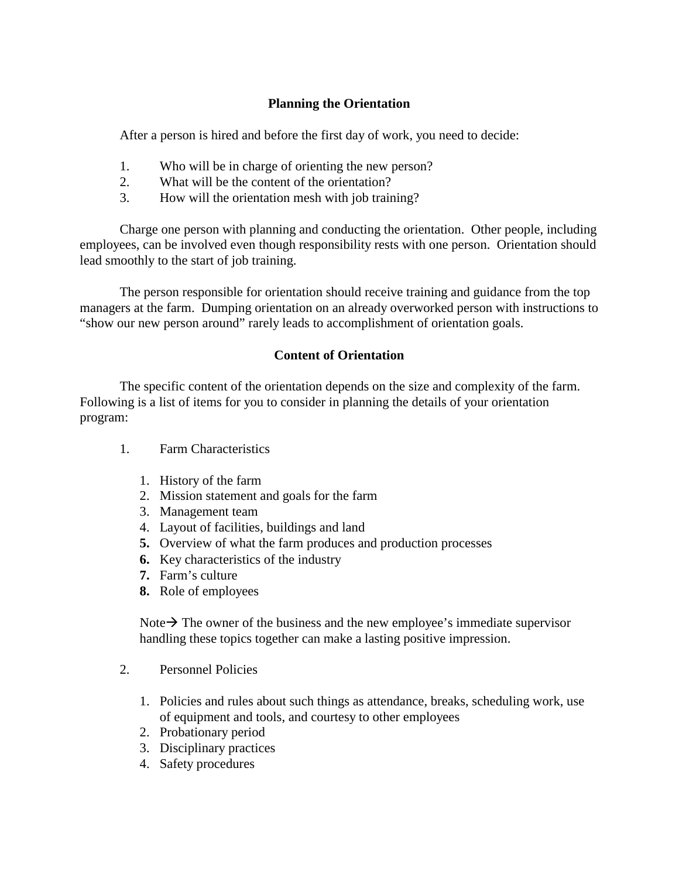## Planning the Orientation

After a person is hired and before the first day of work, you need to decide:

1. Who will be in charge of orienting the new person?
2. What will be the content of the orientation?
3. How will the orientation mesh with job training?

Charge one person with planning and conducting the orientation. Other people, including employees, can be involved even though responsibility rests with one person. Orientation should lead smoothly to the start of job training.

The person responsible for orientation should receive training and guidance from the top managers at the farm. Dumping orientation on an already overworked person with instructions to "show our new person around" rarely leads to accomplishment of orientation goals.

## Content of Orientation

The specific content of the orientation depends on the size and complexity of the farm. Following is a list of items for you to consider in planning the details of your orientation program:

1. Farm Characteristics

    1. History of the farm
    2. Mission statement and goals for the farm
    3. Management team
    4. Layout of facilities, buildings and land
    5. Overview of what the farm produces and production processes
    6. Key characteristics of the industry
    7. Farm's culture
    8. Role of employees

    Note→ The owner of the business and the new employee's immediate supervisor handling these topics together can make a lasting positive impression.

2. Personnel Policies

    1. Policies and rules about such things as attendance, breaks, scheduling work, use of equipment and tools, and courtesy to other employees
    2. Probationary period
    3. Disciplinary practices
    4. Safety procedures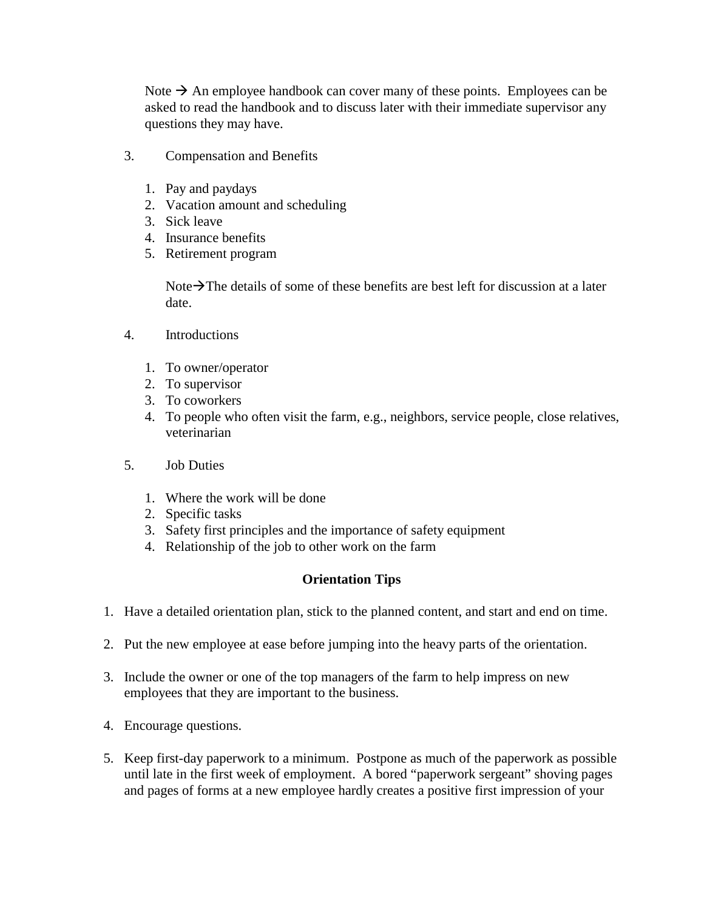Note → An employee handbook can cover many of these points. Employees can be asked to read the handbook and to discuss later with their immediate supervisor any questions they may have.

3. Compensation and Benefits

    1. Pay and paydays
    2. Vacation amount and scheduling
    3. Sick leave
    4. Insurance benefits
    5. Retirement program

    Note→The details of some of these benefits are best left for discussion at a later date.

4. Introductions

    1. To owner/operator
    2. To supervisor
    3. To coworkers
    4. To people who often visit the farm, e.g., neighbors, service people, close relatives, veterinarian

5. Job Duties

    1. Where the work will be done
    2. Specific tasks
    3. Safety first principles and the importance of safety equipment
    4. Relationship of the job to other work on the farm

**Orientation Tips**

1. Have a detailed orientation plan, stick to the planned content, and start and end on time.

2. Put the new employee at ease before jumping into the heavy parts of the orientation.

3. Include the owner or one of the top managers of the farm to help impress on new employees that they are important to the business.

4. Encourage questions.

5. Keep first-day paperwork to a minimum. Postpone as much of the paperwork as possible until late in the first week of employment. A bored "paperwork sergeant" shoving pages and pages of forms at a new employee hardly creates a positive first impression of your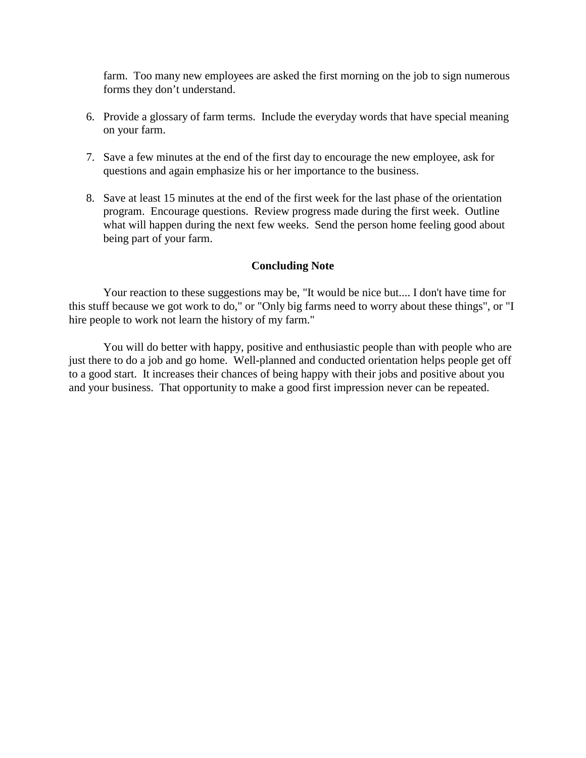farm. Too many new employees are asked the first morning on the job to sign numerous forms they don't understand.

6. Provide a glossary of farm terms. Include the everyday words that have special meaning on your farm.

7. Save a few minutes at the end of the first day to encourage the new employee, ask for questions and again emphasize his or her importance to the business.

8. Save at least 15 minutes at the end of the first week for the last phase of the orientation program. Encourage questions. Review progress made during the first week. Outline what will happen during the next few weeks. Send the person home feeling good about being part of your farm.

**Concluding Note**

Your reaction to these suggestions may be, "It would be nice but.... I don't have time for this stuff because we got work to do," or "Only big farms need to worry about these things", or "I hire people to work not learn the history of my farm."

You will do better with happy, positive and enthusiastic people than with people who are just there to do a job and go home. Well-planned and conducted orientation helps people get off to a good start. It increases their chances of being happy with their jobs and positive about you and your business. That opportunity to make a good first impression never can be repeated.